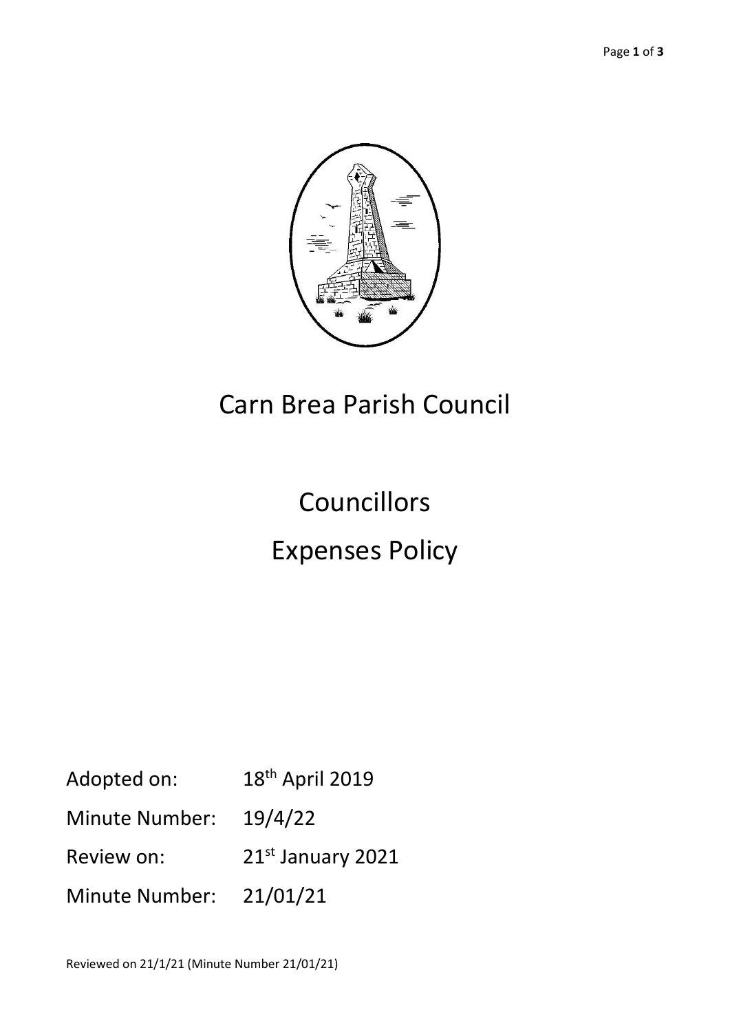# Carn Brea Parish Council

# Councillors

# Expenses Policy

Adopted on: 18th April 2019

Minute Number: 19/4/22

Review on: 21st January 2021

Minute Number: 21/01/21

Reviewed on 21/1/21 (Minute Number 21/01/21)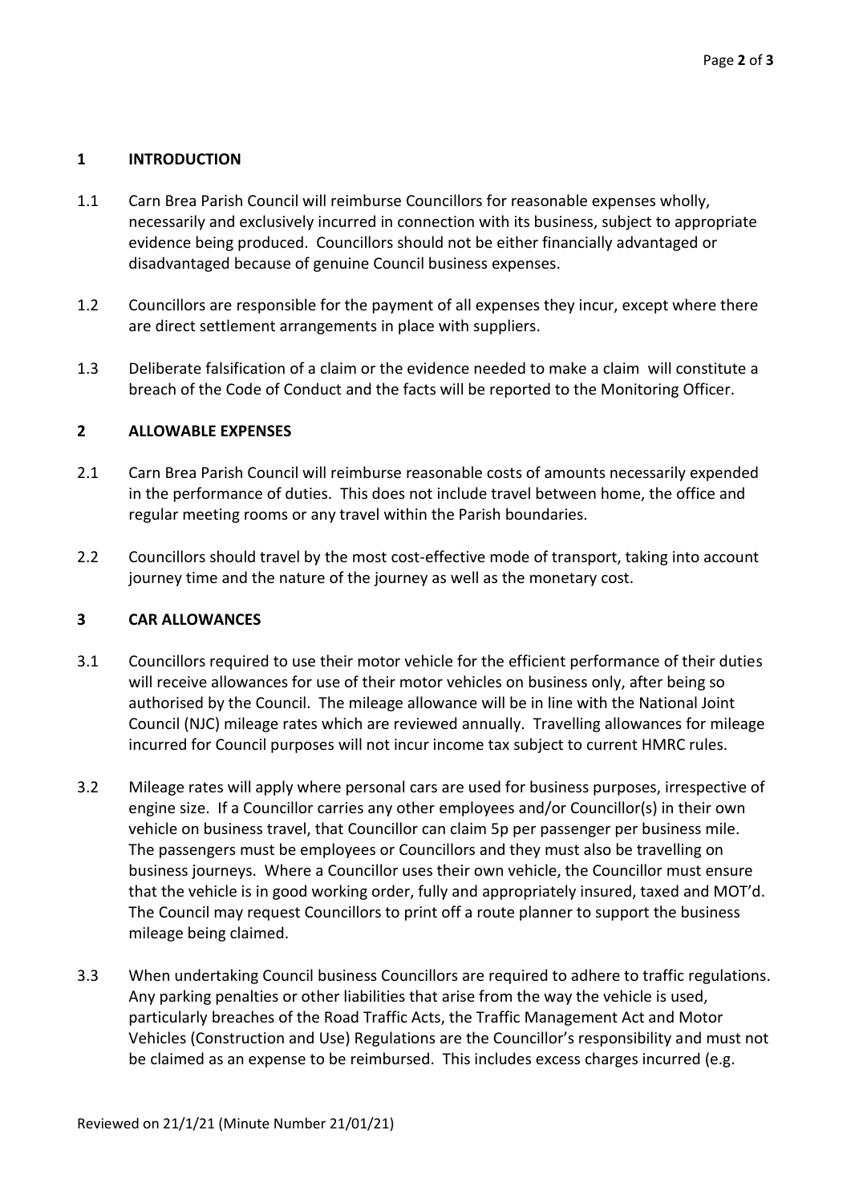## 1 INTRODUCTION

1.1 Carn Brea Parish Council will reimburse Councillors for reasonable expenses wholly, necessarily and exclusively incurred in connection with its business, subject to appropriate evidence being produced. Councillors should not be either financially advantaged or disadvantaged because of genuine Council business expenses.

1.2 Councillors are responsible for the payment of all expenses they incur, except where there are direct settlement arrangements in place with suppliers.

1.3 Deliberate falsification of a claim or the evidence needed to make a claim will constitute a breach of the Code of Conduct and the facts will be reported to the Monitoring Officer.

## 2 ALLOWABLE EXPENSES

2.1 Carn Brea Parish Council will reimburse reasonable costs of amounts necessarily expended in the performance of duties. This does not include travel between home, the office and regular meeting rooms or any travel within the Parish boundaries.

2.2 Councillors should travel by the most cost-effective mode of transport, taking into account journey time and the nature of the journey as well as the monetary cost.

## 3 CAR ALLOWANCES

3.1 Councillors required to use their motor vehicle for the efficient performance of their duties will receive allowances for use of their motor vehicles on business only, after being so authorised by the Council. The mileage allowance will be in line with the National Joint Council (NJC) mileage rates which are reviewed annually. Travelling allowances for mileage incurred for Council purposes will not incur income tax subject to current HMRC rules.

3.2 Mileage rates will apply where personal cars are used for business purposes, irrespective of engine size. If a Councillor carries any other employees and/or Councillor(s) in their own vehicle on business travel, that Councillor can claim 5p per passenger per business mile. The passengers must be employees or Councillors and they must also be travelling on business journeys. Where a Councillor uses their own vehicle, the Councillor must ensure that the vehicle is in good working order, fully and appropriately insured, taxed and MOT'd. The Council may request Councillors to print off a route planner to support the business mileage being claimed.

3.3 When undertaking Council business Councillors are required to adhere to traffic regulations. Any parking penalties or other liabilities that arise from the way the vehicle is used, particularly breaches of the Road Traffic Acts, the Traffic Management Act and Motor Vehicles (Construction and Use) Regulations are the Councillor's responsibility and must not be claimed as an expense to be reimbursed. This includes excess charges incurred (e.g.

Reviewed on 21/1/21 (Minute Number 21/01/21)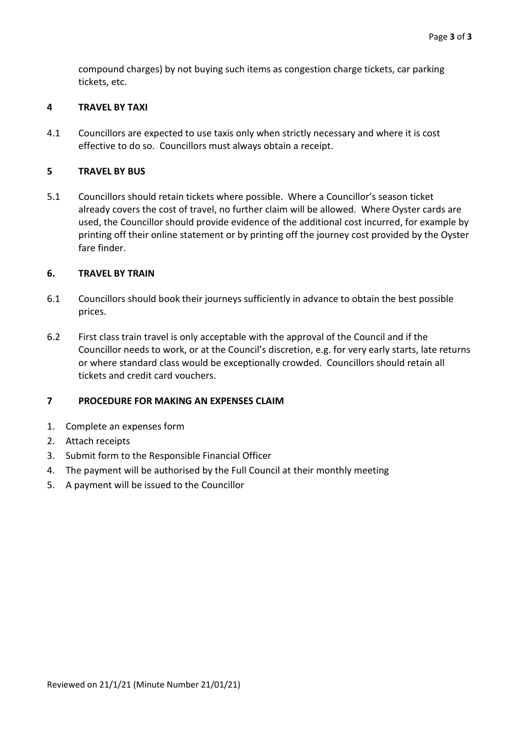compound charges) by not buying such items as congestion charge tickets, car parking tickets, etc.

## 4 TRAVEL BY TAXI

4.1 Councillors are expected to use taxis only when strictly necessary and where it is cost effective to do so. Councillors must always obtain a receipt.

## 5 TRAVEL BY BUS

5.1 Councillors should retain tickets where possible. Where a Councillor's season ticket already covers the cost of travel, no further claim will be allowed. Where Oyster cards are used, the Councillor should provide evidence of the additional cost incurred, for example by printing off their online statement or by printing off the journey cost provided by the Oyster fare finder.

## 6. TRAVEL BY TRAIN

6.1 Councillors should book their journeys sufficiently in advance to obtain the best possible prices.

6.2 First class train travel is only acceptable with the approval of the Council and if the Councillor needs to work, or at the Council's discretion, e.g. for very early starts, late returns or where standard class would be exceptionally crowded. Councillors should retain all tickets and credit card vouchers.

## 7 PROCEDURE FOR MAKING AN EXPENSES CLAIM

1. Complete an expenses form
2. Attach receipts
3. Submit form to the Responsible Financial Officer
4. The payment will be authorised by the Full Council at their monthly meeting
5. A payment will be issued to the Councillor

Reviewed on 21/1/21 (Minute Number 21/01/21)